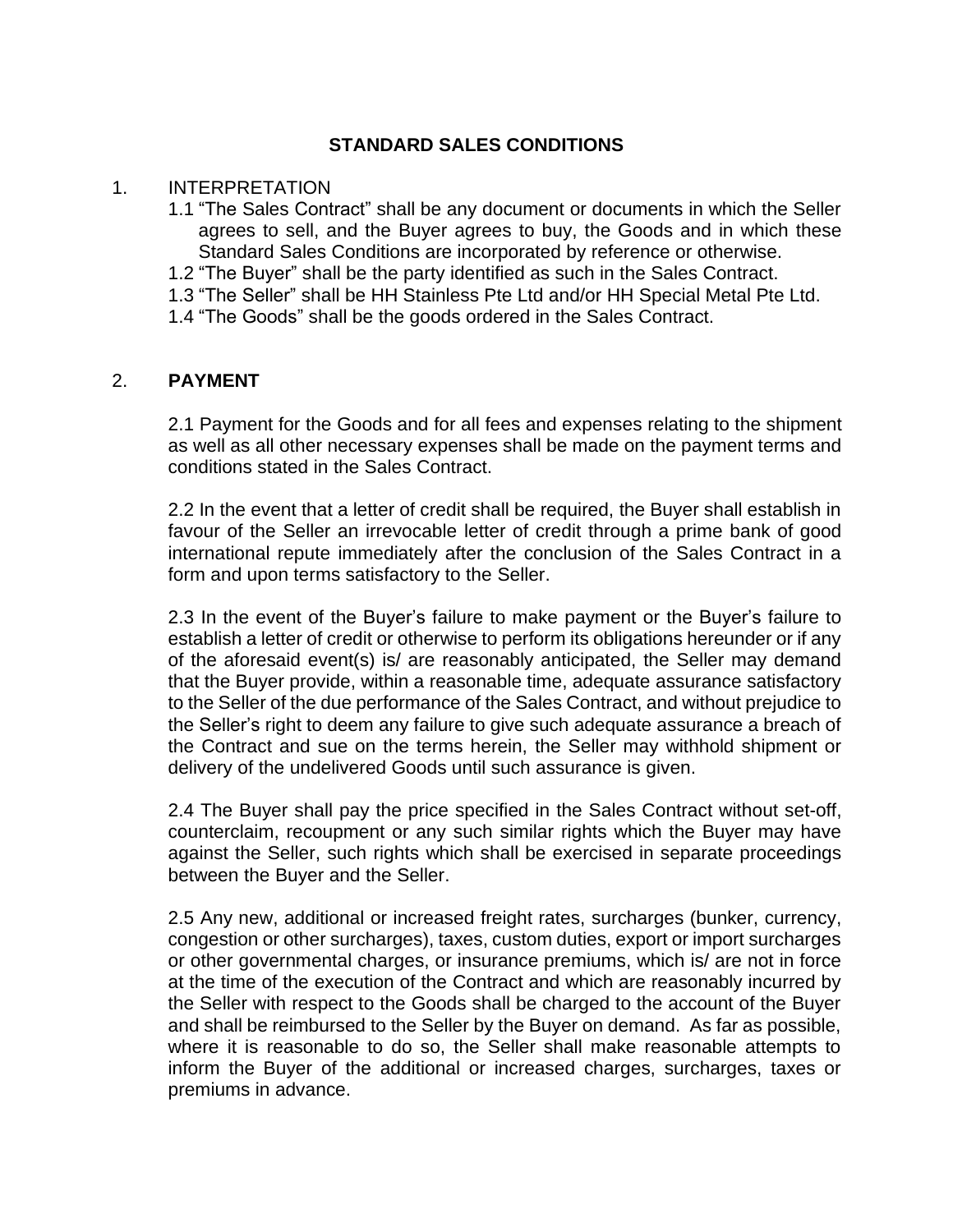# STANDARD SALES CONDITIONS

1. INTERPRETATION

   1.1 “The Sales Contract” shall be any document or documents in which the Seller agrees to sell, and the Buyer agrees to buy, the Goods and in which these Standard Sales Conditions are incorporated by reference or otherwise.

   1.2 “The Buyer” shall be the party identified as such in the Sales Contract.

   1.3 “The Seller” shall be HH Stainless Pte Ltd and/or HH Special Metal Pte Ltd.

   1.4 “The Goods” shall be the goods ordered in the Sales Contract.

2. **PAYMENT**

   2.1 Payment for the Goods and for all fees and expenses relating to the shipment as well as all other necessary expenses shall be made on the payment terms and conditions stated in the Sales Contract.

   2.2 In the event that a letter of credit shall be required, the Buyer shall establish in favour of the Seller an irrevocable letter of credit through a prime bank of good international repute immediately after the conclusion of the Sales Contract in a form and upon terms satisfactory to the Seller.

   2.3 In the event of the Buyer’s failure to make payment or the Buyer’s failure to establish a letter of credit or otherwise to perform its obligations hereunder or if any of the aforesaid event(s) is/ are reasonably anticipated, the Seller may demand that the Buyer provide, within a reasonable time, adequate assurance satisfactory to the Seller of the due performance of the Sales Contract, and without prejudice to the Seller’s right to deem any failure to give such adequate assurance a breach of the Contract and sue on the terms herein, the Seller may withhold shipment or delivery of the undelivered Goods until such assurance is given.

   2.4 The Buyer shall pay the price specified in the Sales Contract without set-off, counterclaim, recoupment or any such similar rights which the Buyer may have against the Seller, such rights which shall be exercised in separate proceedings between the Buyer and the Seller.

   2.5 Any new, additional or increased freight rates, surcharges (bunker, currency, congestion or other surcharges), taxes, custom duties, export or import surcharges or other governmental charges, or insurance premiums, which is/ are not in force at the time of the execution of the Contract and which are reasonably incurred by the Seller with respect to the Goods shall be charged to the account of the Buyer and shall be reimbursed to the Seller by the Buyer on demand. As far as possible, where it is reasonable to do so, the Seller shall make reasonable attempts to inform the Buyer of the additional or increased charges, surcharges, taxes or premiums in advance.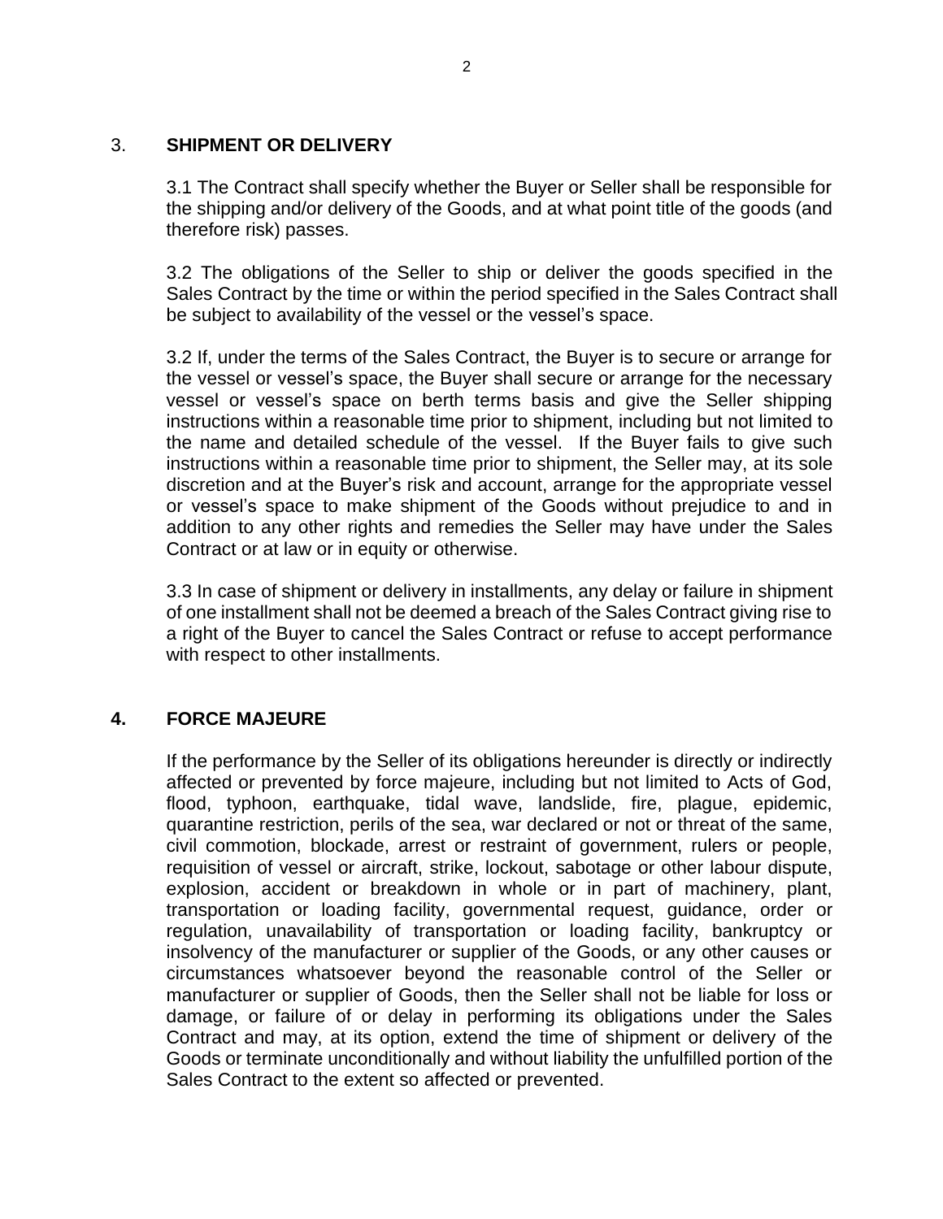## 3. SHIPMENT OR DELIVERY

3.1 The Contract shall specify whether the Buyer or Seller shall be responsible for the shipping and/or delivery of the Goods, and at what point title of the goods (and therefore risk) passes.

3.2 The obligations of the Seller to ship or deliver the goods specified in the Sales Contract by the time or within the period specified in the Sales Contract shall be subject to availability of the vessel or the vessel's space.

3.2 If, under the terms of the Sales Contract, the Buyer is to secure or arrange for the vessel or vessel's space, the Buyer shall secure or arrange for the necessary vessel or vessel's space on berth terms basis and give the Seller shipping instructions within a reasonable time prior to shipment, including but not limited to the name and detailed schedule of the vessel. If the Buyer fails to give such instructions within a reasonable time prior to shipment, the Seller may, at its sole discretion and at the Buyer's risk and account, arrange for the appropriate vessel or vessel's space to make shipment of the Goods without prejudice to and in addition to any other rights and remedies the Seller may have under the Sales Contract or at law or in equity or otherwise.

3.3 In case of shipment or delivery in installments, any delay or failure in shipment of one installment shall not be deemed a breach of the Sales Contract giving rise to a right of the Buyer to cancel the Sales Contract or refuse to accept performance with respect to other installments.

## 4. FORCE MAJEURE

If the performance by the Seller of its obligations hereunder is directly or indirectly affected or prevented by force majeure, including but not limited to Acts of God, flood, typhoon, earthquake, tidal wave, landslide, fire, plague, epidemic, quarantine restriction, perils of the sea, war declared or not or threat of the same, civil commotion, blockade, arrest or restraint of government, rulers or people, requisition of vessel or aircraft, strike, lockout, sabotage or other labour dispute, explosion, accident or breakdown in whole or in part of machinery, plant, transportation or loading facility, governmental request, guidance, order or regulation, unavailability of transportation or loading facility, bankruptcy or insolvency of the manufacturer or supplier of the Goods, or any other causes or circumstances whatsoever beyond the reasonable control of the Seller or manufacturer or supplier of Goods, then the Seller shall not be liable for loss or damage, or failure of or delay in performing its obligations under the Sales Contract and may, at its option, extend the time of shipment or delivery of the Goods or terminate unconditionally and without liability the unfulfilled portion of the Sales Contract to the extent so affected or prevented.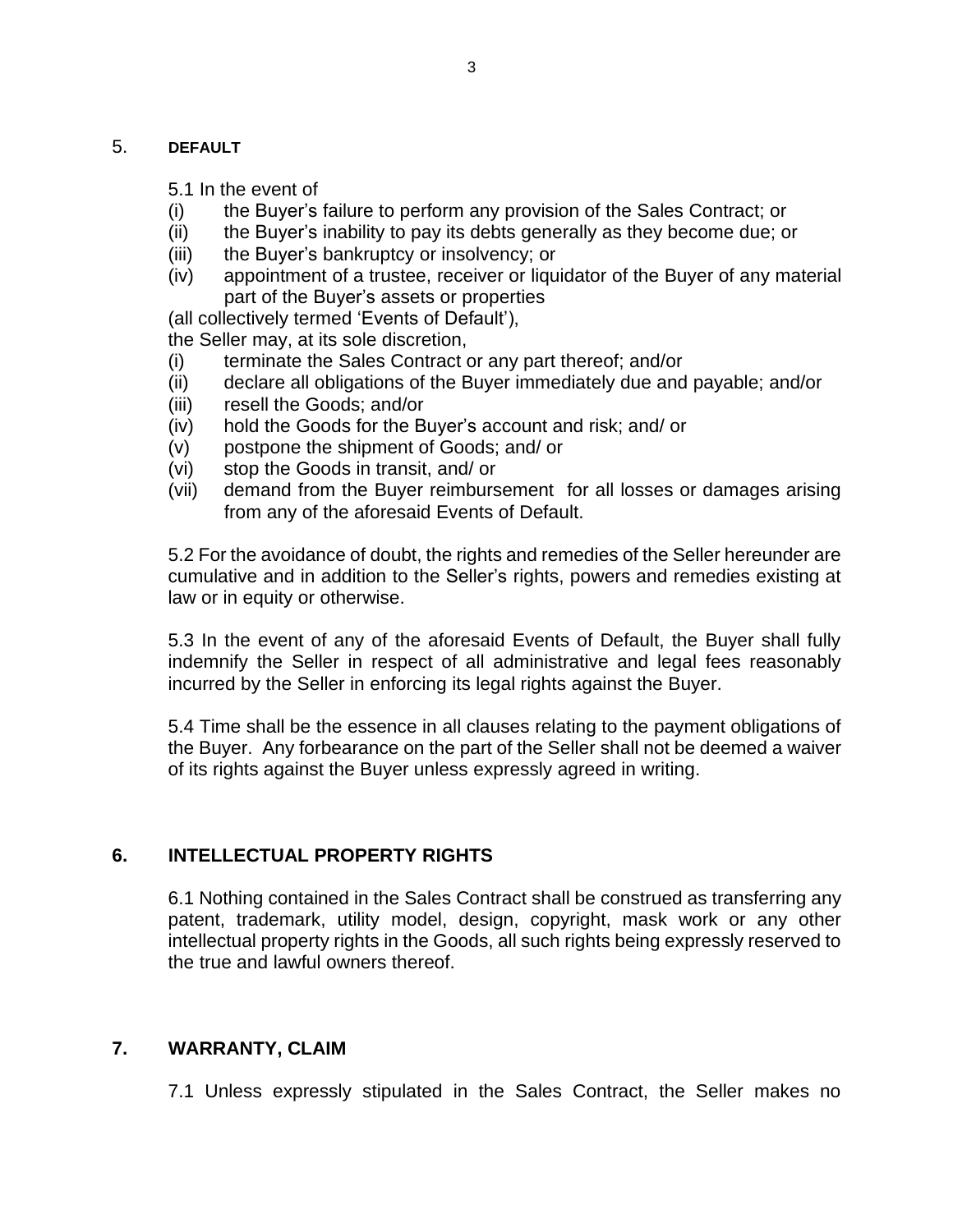## 5. DEFAULT

5.1 In the event of

(i) the Buyer's failure to perform any provision of the Sales Contract; or
(ii) the Buyer's inability to pay its debts generally as they become due; or
(iii) the Buyer's bankruptcy or insolvency; or
(iv) appointment of a trustee, receiver or liquidator of the Buyer of any material part of the Buyer's assets or properties

(all collectively termed 'Events of Default'),

the Seller may, at its sole discretion,

(i) terminate the Sales Contract or any part thereof; and/or
(ii) declare all obligations of the Buyer immediately due and payable; and/or
(iii) resell the Goods; and/or
(iv) hold the Goods for the Buyer's account and risk; and/ or
(v) postpone the shipment of Goods; and/ or
(vi) stop the Goods in transit, and/ or
(vii) demand from the Buyer reimbursement for all losses or damages arising from any of the aforesaid Events of Default.

5.2 For the avoidance of doubt, the rights and remedies of the Seller hereunder are cumulative and in addition to the Seller's rights, powers and remedies existing at law or in equity or otherwise.

5.3 In the event of any of the aforesaid Events of Default, the Buyer shall fully indemnify the Seller in respect of all administrative and legal fees reasonably incurred by the Seller in enforcing its legal rights against the Buyer.

5.4 Time shall be the essence in all clauses relating to the payment obligations of the Buyer. Any forbearance on the part of the Seller shall not be deemed a waiver of its rights against the Buyer unless expressly agreed in writing.

## 6. INTELLECTUAL PROPERTY RIGHTS

6.1 Nothing contained in the Sales Contract shall be construed as transferring any patent, trademark, utility model, design, copyright, mask work or any other intellectual property rights in the Goods, all such rights being expressly reserved to the true and lawful owners thereof.

## 7. WARRANTY, CLAIM

7.1 Unless expressly stipulated in the Sales Contract, the Seller makes no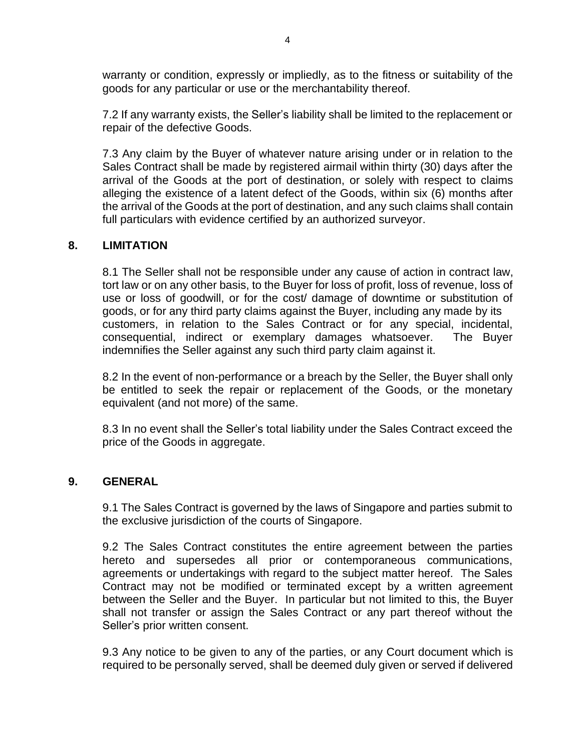warranty or condition, expressly or impliedly, as to the fitness or suitability of the goods for any particular or use or the merchantability thereof.

7.2 If any warranty exists, the Seller's liability shall be limited to the replacement or repair of the defective Goods.

7.3 Any claim by the Buyer of whatever nature arising under or in relation to the Sales Contract shall be made by registered airmail within thirty (30) days after the arrival of the Goods at the port of destination, or solely with respect to claims alleging the existence of a latent defect of the Goods, within six (6) months after the arrival of the Goods at the port of destination, and any such claims shall contain full particulars with evidence certified by an authorized surveyor.

## 8. LIMITATION

8.1 The Seller shall not be responsible under any cause of action in contract law, tort law or on any other basis, to the Buyer for loss of profit, loss of revenue, loss of use or loss of goodwill, or for the cost/ damage of downtime or substitution of goods, or for any third party claims against the Buyer, including any made by its customers, in relation to the Sales Contract or for any special, incidental, consequential, indirect or exemplary damages whatsoever. The Buyer indemnifies the Seller against any such third party claim against it.

8.2 In the event of non-performance or a breach by the Seller, the Buyer shall only be entitled to seek the repair or replacement of the Goods, or the monetary equivalent (and not more) of the same.

8.3 In no event shall the Seller's total liability under the Sales Contract exceed the price of the Goods in aggregate.

## 9. GENERAL

9.1 The Sales Contract is governed by the laws of Singapore and parties submit to the exclusive jurisdiction of the courts of Singapore.

9.2 The Sales Contract constitutes the entire agreement between the parties hereto and supersedes all prior or contemporaneous communications, agreements or undertakings with regard to the subject matter hereof. The Sales Contract may not be modified or terminated except by a written agreement between the Seller and the Buyer. In particular but not limited to this, the Buyer shall not transfer or assign the Sales Contract or any part thereof without the Seller's prior written consent.

9.3 Any notice to be given to any of the parties, or any Court document which is required to be personally served, shall be deemed duly given or served if delivered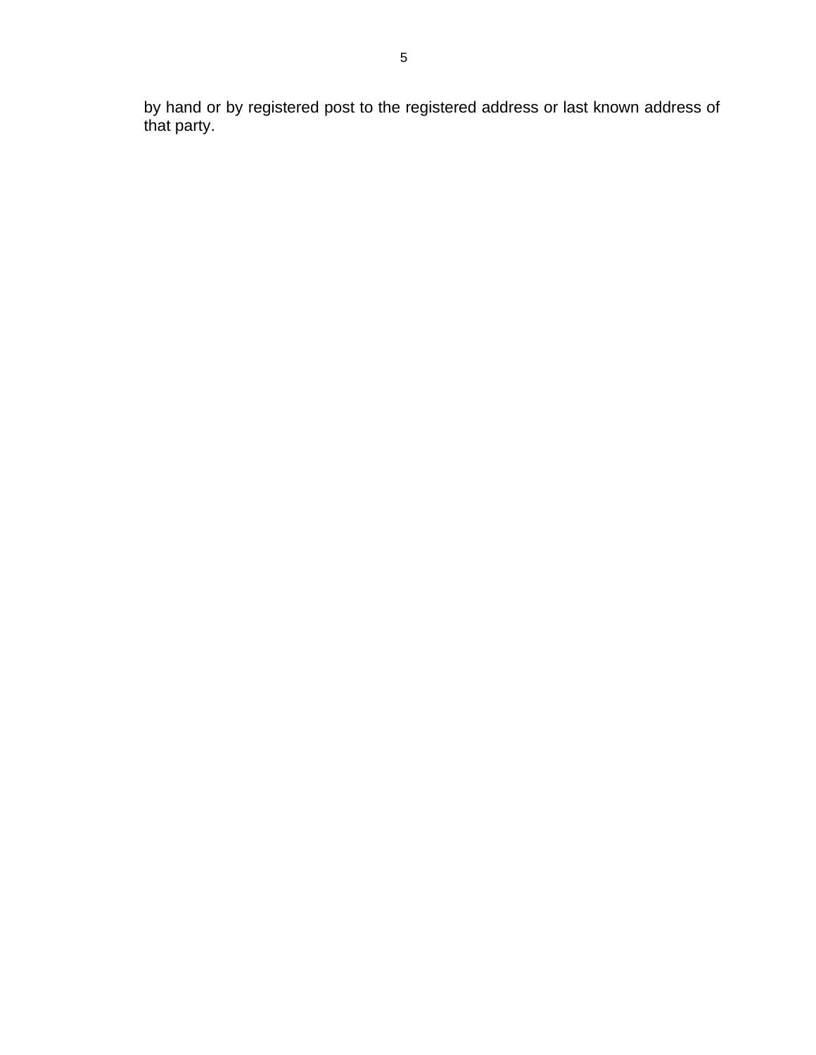by hand or by registered post to the registered address or last known address of that party.